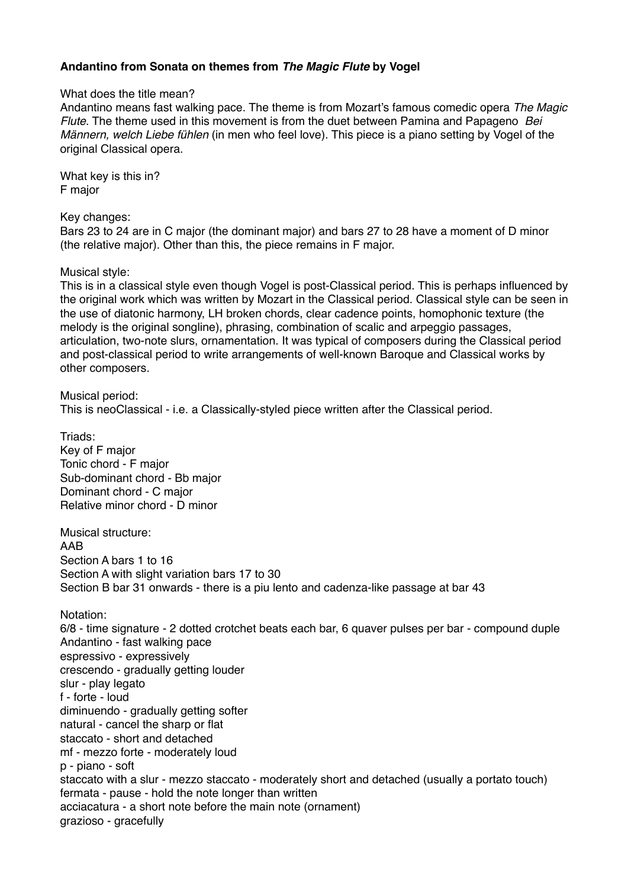**Andantino from Sonata on themes from *The Magic Flute* by Vogel**

What does the title mean?
Andantino means fast walking pace. The theme is from Mozart's famous comedic opera *The Magic Flute*. The theme used in this movement is from the duet between Pamina and Papageno *Bei Männern, welch Liebe fühlen* (in men who feel love). This piece is a piano setting by Vogel of the original Classical opera.

What key is this in?
F major

Key changes:
Bars 23 to 24 are in C major (the dominant major) and bars 27 to 28 have a moment of D minor (the relative major). Other than this, the piece remains in F major.

Musical style:
This is in a classical style even though Vogel is post-Classical period. This is perhaps influenced by the original work which was written by Mozart in the Classical period. Classical style can be seen in the use of diatonic harmony, LH broken chords, clear cadence points, homophonic texture (the melody is the original songline), phrasing, combination of scalic and arpeggio passages, articulation, two-note slurs, ornamentation. It was typical of composers during the Classical period and post-classical period to write arrangements of well-known Baroque and Classical works by other composers.

Musical period:
This is neoClassical - i.e. a Classically-styled piece written after the Classical period.

Triads:
Key of F major
Tonic chord - F major
Sub-dominant chord - Bb major
Dominant chord - C major
Relative minor chord - D minor

Musical structure:
AAB
Section A bars 1 to 16
Section A with slight variation bars 17 to 30
Section B bar 31 onwards - there is a piu lento and cadenza-like passage at bar 43

Notation:
6/8 - time signature - 2 dotted crotchet beats each bar, 6 quaver pulses per bar - compound duple
Andantino - fast walking pace
espressivo - expressively
crescendo - gradually getting louder
slur - play legato
f - forte - loud
diminuendo - gradually getting softer
natural - cancel the sharp or flat
staccato - short and detached
mf - mezzo forte - moderately loud
p - piano - soft
staccato with a slur - mezzo staccato - moderately short and detached (usually a portato touch)
fermata - pause - hold the note longer than written
acciacatura - a short note before the main note (ornament)
grazioso - gracefully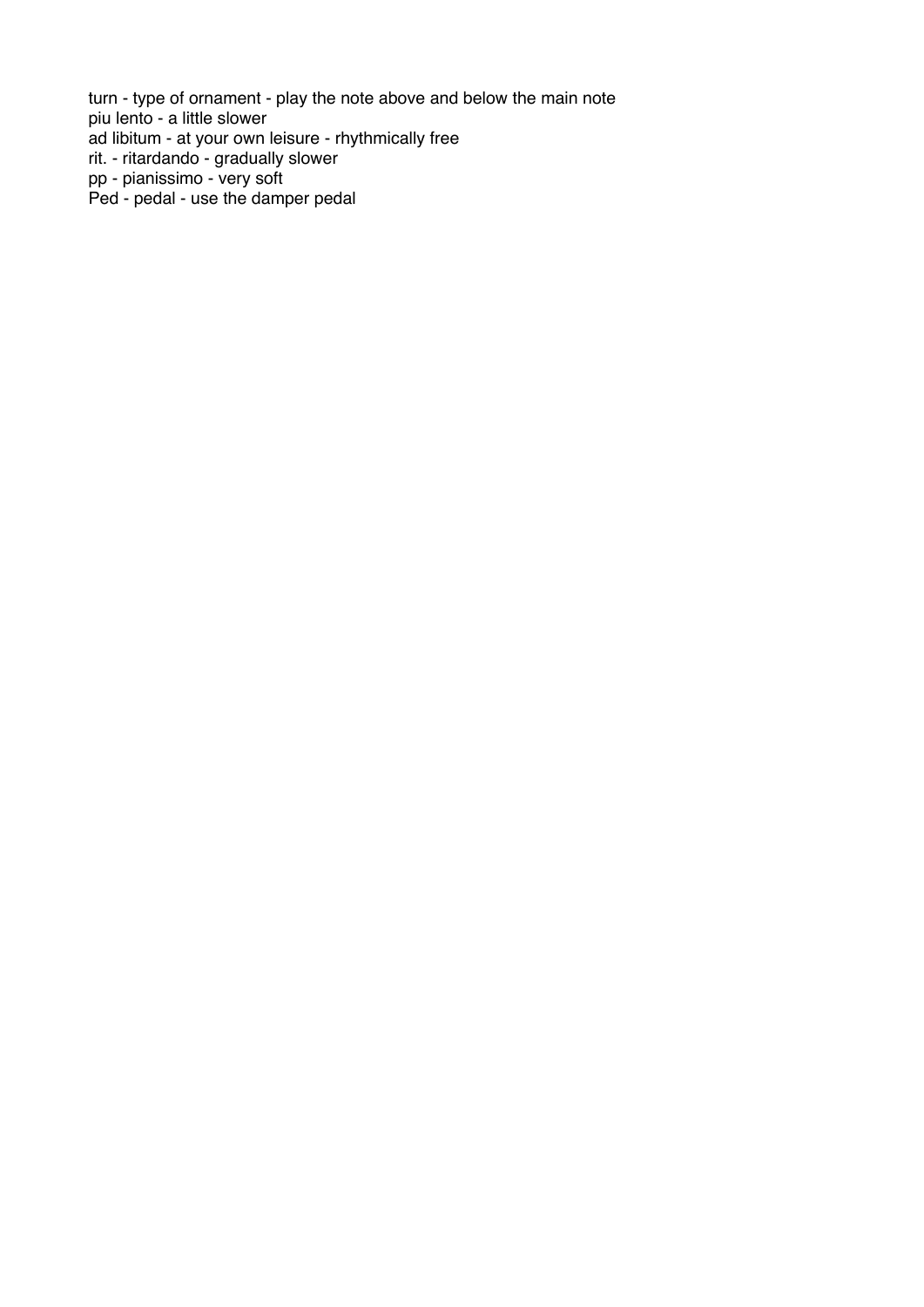turn - type of ornament - play the note above and below the main note
piu lento - a little slower
ad libitum - at your own leisure - rhythmically free
rit. - ritardando - gradually slower
pp - pianissimo - very soft
Ped - pedal - use the damper pedal